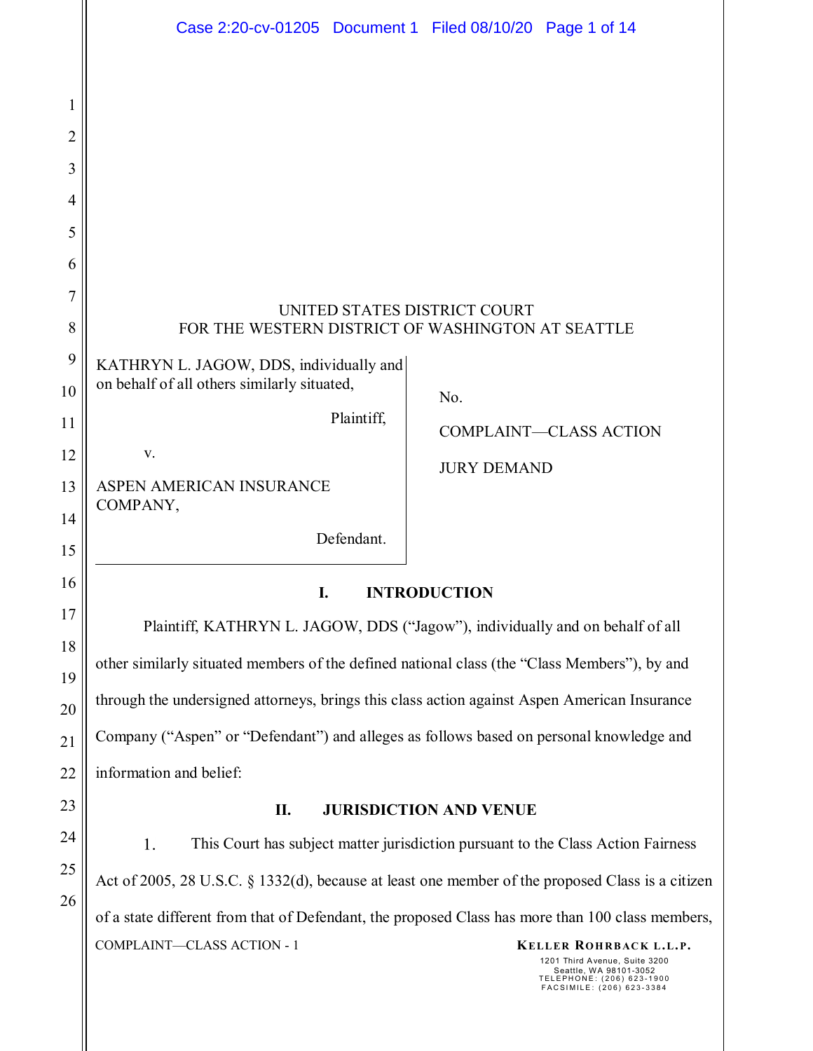UNITED STATES DISTRICT COURT
FOR THE WESTERN DISTRICT OF WASHINGTON AT SEATTLE

KATHRYN L. JAGOW, DDS, individually and on behalf of all others similarly situated,

Plaintiff,

v.

ASPEN AMERICAN INSURANCE COMPANY,

Defendant.

No.

COMPLAINT—CLASS ACTION

JURY DEMAND

## I. INTRODUCTION

Plaintiff, KATHRYN L. JAGOW, DDS ("Jagow"), individually and on behalf of all other similarly situated members of the defined national class (the "Class Members"), by and through the undersigned attorneys, brings this class action against Aspen American Insurance Company ("Aspen" or "Defendant") and alleges as follows based on personal knowledge and information and belief:

## II. JURISDICTION AND VENUE

1. This Court has subject matter jurisdiction pursuant to the Class Action Fairness Act of 2005, 28 U.S.C. § 1332(d), because at least one member of the proposed Class is a citizen of a state different from that of Defendant, the proposed Class has more than 100 class members,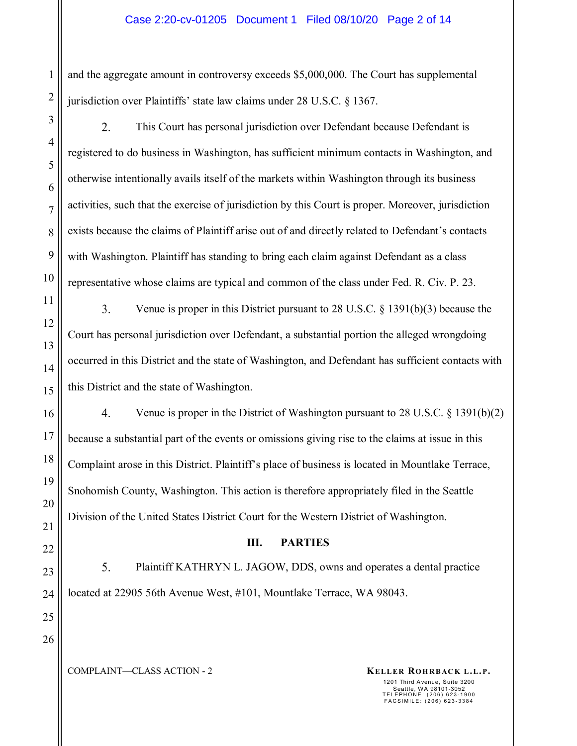and the aggregate amount in controversy exceeds $5,000,000. The Court has supplemental jurisdiction over Plaintiffs' state law claims under 28 U.S.C. § 1367.

2. This Court has personal jurisdiction over Defendant because Defendant is registered to do business in Washington, has sufficient minimum contacts in Washington, and otherwise intentionally avails itself of the markets within Washington through its business activities, such that the exercise of jurisdiction by this Court is proper. Moreover, jurisdiction exists because the claims of Plaintiff arise out of and directly related to Defendant's contacts with Washington. Plaintiff has standing to bring each claim against Defendant as a class representative whose claims are typical and common of the class under Fed. R. Civ. P. 23.

3. Venue is proper in this District pursuant to 28 U.S.C. § 1391(b)(3) because the Court has personal jurisdiction over Defendant, a substantial portion the alleged wrongdoing occurred in this District and the state of Washington, and Defendant has sufficient contacts with this District and the state of Washington.

4. Venue is proper in the District of Washington pursuant to 28 U.S.C. § 1391(b)(2) because a substantial part of the events or omissions giving rise to the claims at issue in this Complaint arose in this District. Plaintiff's place of business is located in Mountlake Terrace, Snohomish County, Washington. This action is therefore appropriately filed in the Seattle Division of the United States District Court for the Western District of Washington.

## III. PARTIES

5. Plaintiff KATHRYN L. JAGOW, DDS, owns and operates a dental practice located at 22905 56th Avenue West, #101, Mountlake Terrace, WA 98043.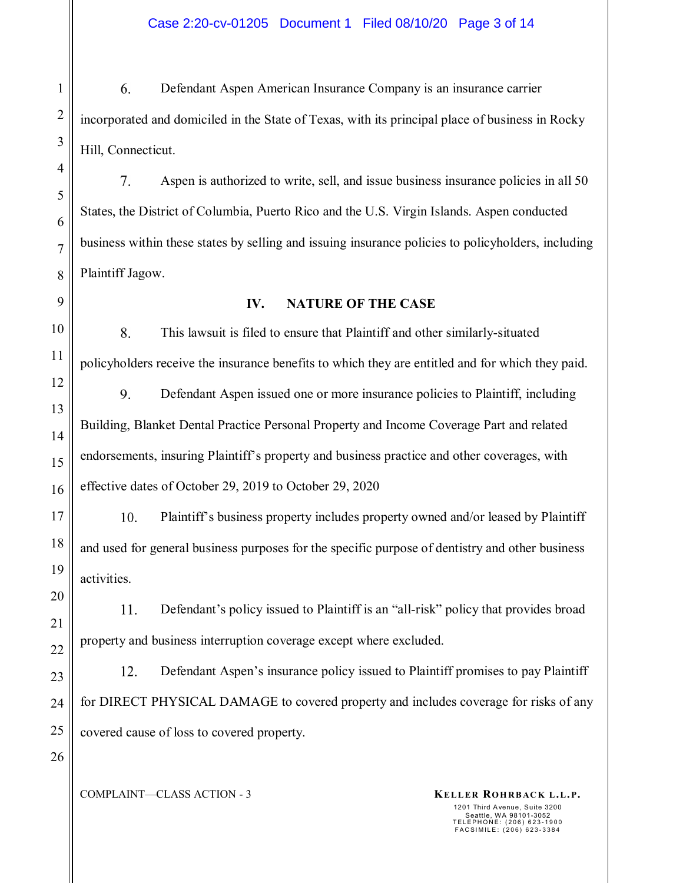6. Defendant Aspen American Insurance Company is an insurance carrier incorporated and domiciled in the State of Texas, with its principal place of business in Rocky Hill, Connecticut.

7. Aspen is authorized to write, sell, and issue business insurance policies in all 50 States, the District of Columbia, Puerto Rico and the U.S. Virgin Islands. Aspen conducted business within these states by selling and issuing insurance policies to policyholders, including Plaintiff Jagow.

## IV. NATURE OF THE CASE

8. This lawsuit is filed to ensure that Plaintiff and other similarly-situated policyholders receive the insurance benefits to which they are entitled and for which they paid.

9. Defendant Aspen issued one or more insurance policies to Plaintiff, including Building, Blanket Dental Practice Personal Property and Income Coverage Part and related endorsements, insuring Plaintiff's property and business practice and other coverages, with effective dates of October 29, 2019 to October 29, 2020

10. Plaintiff's business property includes property owned and/or leased by Plaintiff and used for general business purposes for the specific purpose of dentistry and other business activities.

11. Defendant's policy issued to Plaintiff is an "all-risk" policy that provides broad property and business interruption coverage except where excluded.

12. Defendant Aspen's insurance policy issued to Plaintiff promises to pay Plaintiff for DIRECT PHYSICAL DAMAGE to covered property and includes coverage for risks of any covered cause of loss to covered property.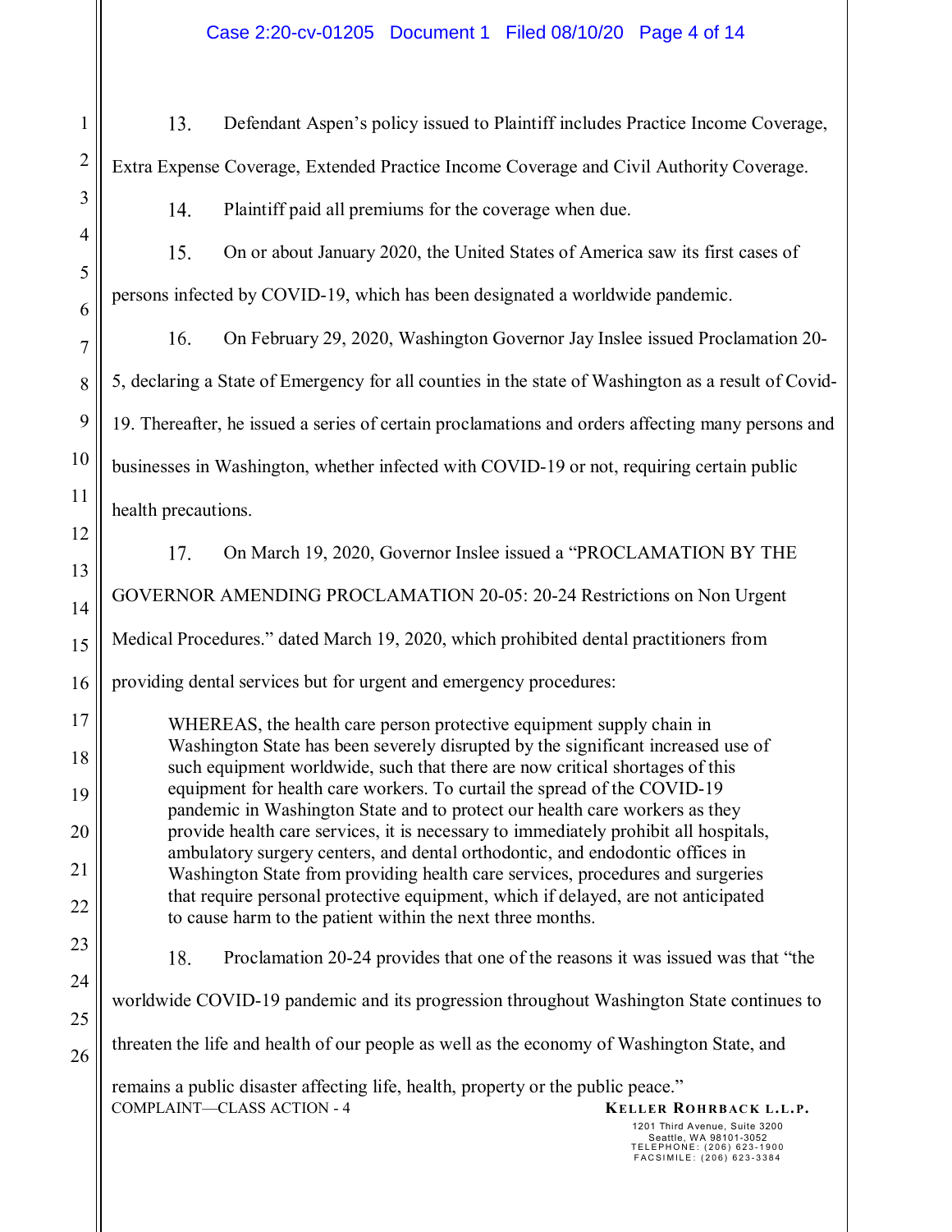13. Defendant Aspen's policy issued to Plaintiff includes Practice Income Coverage, Extra Expense Coverage, Extended Practice Income Coverage and Civil Authority Coverage.

14. Plaintiff paid all premiums for the coverage when due.

15. On or about January 2020, the United States of America saw its first cases of persons infected by COVID-19, which has been designated a worldwide pandemic.

16. On February 29, 2020, Washington Governor Jay Inslee issued Proclamation 20-5, declaring a State of Emergency for all counties in the state of Washington as a result of Covid-19. Thereafter, he issued a series of certain proclamations and orders affecting many persons and businesses in Washington, whether infected with COVID-19 or not, requiring certain public health precautions.

17. On March 19, 2020, Governor Inslee issued a "PROCLAMATION BY THE GOVERNOR AMENDING PROCLAMATION 20-05: 20-24 Restrictions on Non Urgent Medical Procedures." dated March 19, 2020, which prohibited dental practitioners from providing dental services but for urgent and emergency procedures:

> WHEREAS, the health care person protective equipment supply chain in Washington State has been severely disrupted by the significant increased use of such equipment worldwide, such that there are now critical shortages of this equipment for health care workers. To curtail the spread of the COVID-19 pandemic in Washington State and to protect our health care workers as they provide health care services, it is necessary to immediately prohibit all hospitals, ambulatory surgery centers, and dental orthodontic, and endodontic offices in Washington State from providing health care services, procedures and surgeries that require personal protective equipment, which if delayed, are not anticipated to cause harm to the patient within the next three months.

18. Proclamation 20-24 provides that one of the reasons it was issued was that "the worldwide COVID-19 pandemic and its progression throughout Washington State continues to threaten the life and health of our people as well as the economy of Washington State, and remains a public disaster affecting life, health, property or the public peace."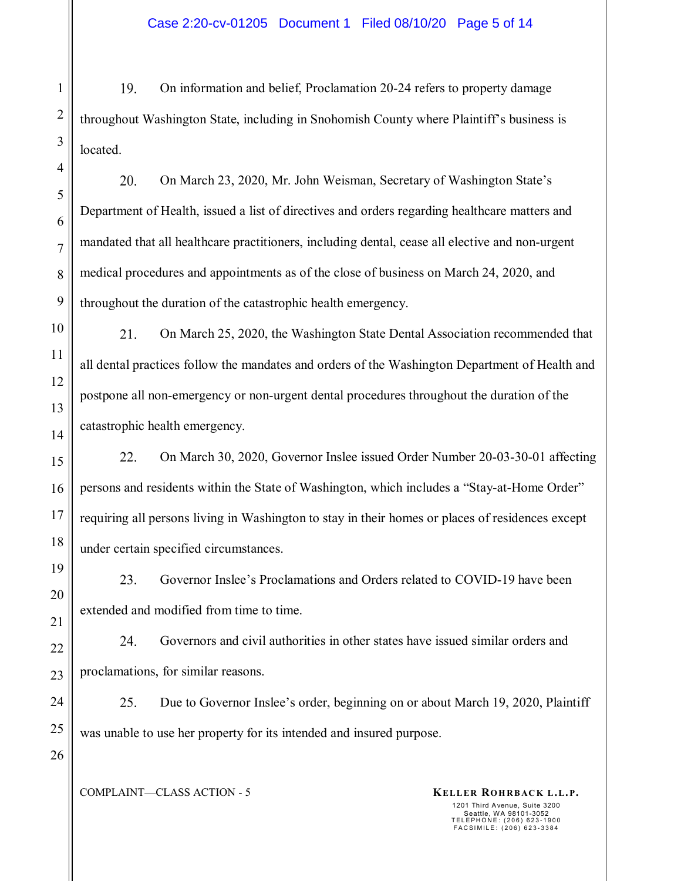19. On information and belief, Proclamation 20-24 refers to property damage throughout Washington State, including in Snohomish County where Plaintiff's business is located.

20. On March 23, 2020, Mr. John Weisman, Secretary of Washington State's Department of Health, issued a list of directives and orders regarding healthcare matters and mandated that all healthcare practitioners, including dental, cease all elective and non-urgent medical procedures and appointments as of the close of business on March 24, 2020, and throughout the duration of the catastrophic health emergency.

21. On March 25, 2020, the Washington State Dental Association recommended that all dental practices follow the mandates and orders of the Washington Department of Health and postpone all non-emergency or non-urgent dental procedures throughout the duration of the catastrophic health emergency.

22. On March 30, 2020, Governor Inslee issued Order Number 20-03-30-01 affecting persons and residents within the State of Washington, which includes a "Stay-at-Home Order" requiring all persons living in Washington to stay in their homes or places of residences except under certain specified circumstances.

23. Governor Inslee's Proclamations and Orders related to COVID-19 have been extended and modified from time to time.

24. Governors and civil authorities in other states have issued similar orders and proclamations, for similar reasons.

25. Due to Governor Inslee's order, beginning on or about March 19, 2020, Plaintiff was unable to use her property for its intended and insured purpose.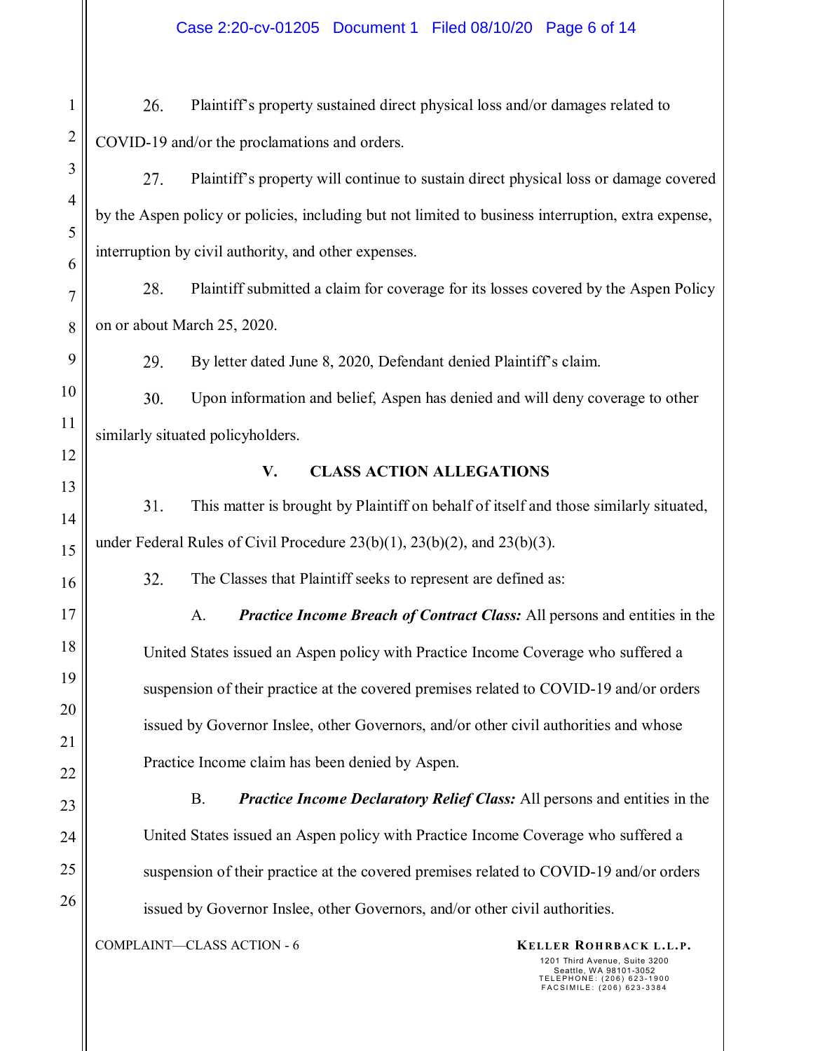26. Plaintiff's property sustained direct physical loss and/or damages related to COVID-19 and/or the proclamations and orders.

27. Plaintiff's property will continue to sustain direct physical loss or damage covered by the Aspen policy or policies, including but not limited to business interruption, extra expense, interruption by civil authority, and other expenses.

28. Plaintiff submitted a claim for coverage for its losses covered by the Aspen Policy on or about March 25, 2020.

29. By letter dated June 8, 2020, Defendant denied Plaintiff's claim.

30. Upon information and belief, Aspen has denied and will deny coverage to other similarly situated policyholders.

## V. CLASS ACTION ALLEGATIONS

31. This matter is brought by Plaintiff on behalf of itself and those similarly situated, under Federal Rules of Civil Procedure 23(b)(1), 23(b)(2), and 23(b)(3).

32. The Classes that Plaintiff seeks to represent are defined as:

A. ***Practice Income Breach of Contract Class:*** All persons and entities in the United States issued an Aspen policy with Practice Income Coverage who suffered a suspension of their practice at the covered premises related to COVID-19 and/or orders issued by Governor Inslee, other Governors, and/or other civil authorities and whose Practice Income claim has been denied by Aspen.

B. ***Practice Income Declaratory Relief Class:*** All persons and entities in the United States issued an Aspen policy with Practice Income Coverage who suffered a suspension of their practice at the covered premises related to COVID-19 and/or orders issued by Governor Inslee, other Governors, and/or other civil authorities.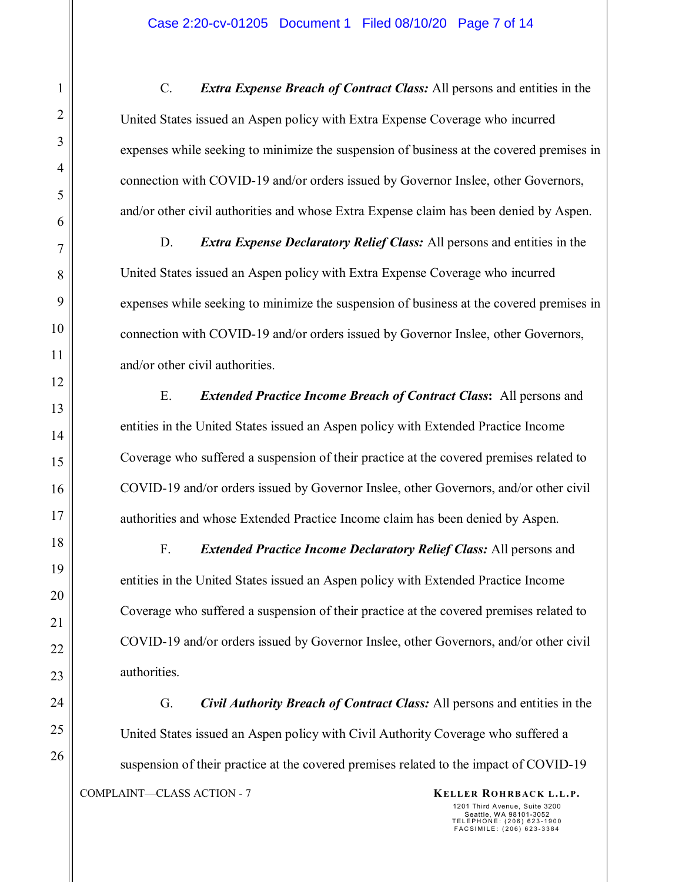C. ***Extra Expense Breach of Contract Class:*** All persons and entities in the United States issued an Aspen policy with Extra Expense Coverage who incurred expenses while seeking to minimize the suspension of business at the covered premises in connection with COVID-19 and/or orders issued by Governor Inslee, other Governors, and/or other civil authorities and whose Extra Expense claim has been denied by Aspen.

D. ***Extra Expense Declaratory Relief Class:*** All persons and entities in the United States issued an Aspen policy with Extra Expense Coverage who incurred expenses while seeking to minimize the suspension of business at the covered premises in connection with COVID-19 and/or orders issued by Governor Inslee, other Governors, and/or other civil authorities.

E. ***Extended Practice Income Breach of Contract Class*:** All persons and entities in the United States issued an Aspen policy with Extended Practice Income Coverage who suffered a suspension of their practice at the covered premises related to COVID-19 and/or orders issued by Governor Inslee, other Governors, and/or other civil authorities and whose Extended Practice Income claim has been denied by Aspen.

F. ***Extended Practice Income Declaratory Relief Class:*** All persons and entities in the United States issued an Aspen policy with Extended Practice Income Coverage who suffered a suspension of their practice at the covered premises related to COVID-19 and/or orders issued by Governor Inslee, other Governors, and/or other civil authorities.

G. ***Civil Authority Breach of Contract Class:*** All persons and entities in the United States issued an Aspen policy with Civil Authority Coverage who suffered a suspension of their practice at the covered premises related to the impact of COVID-19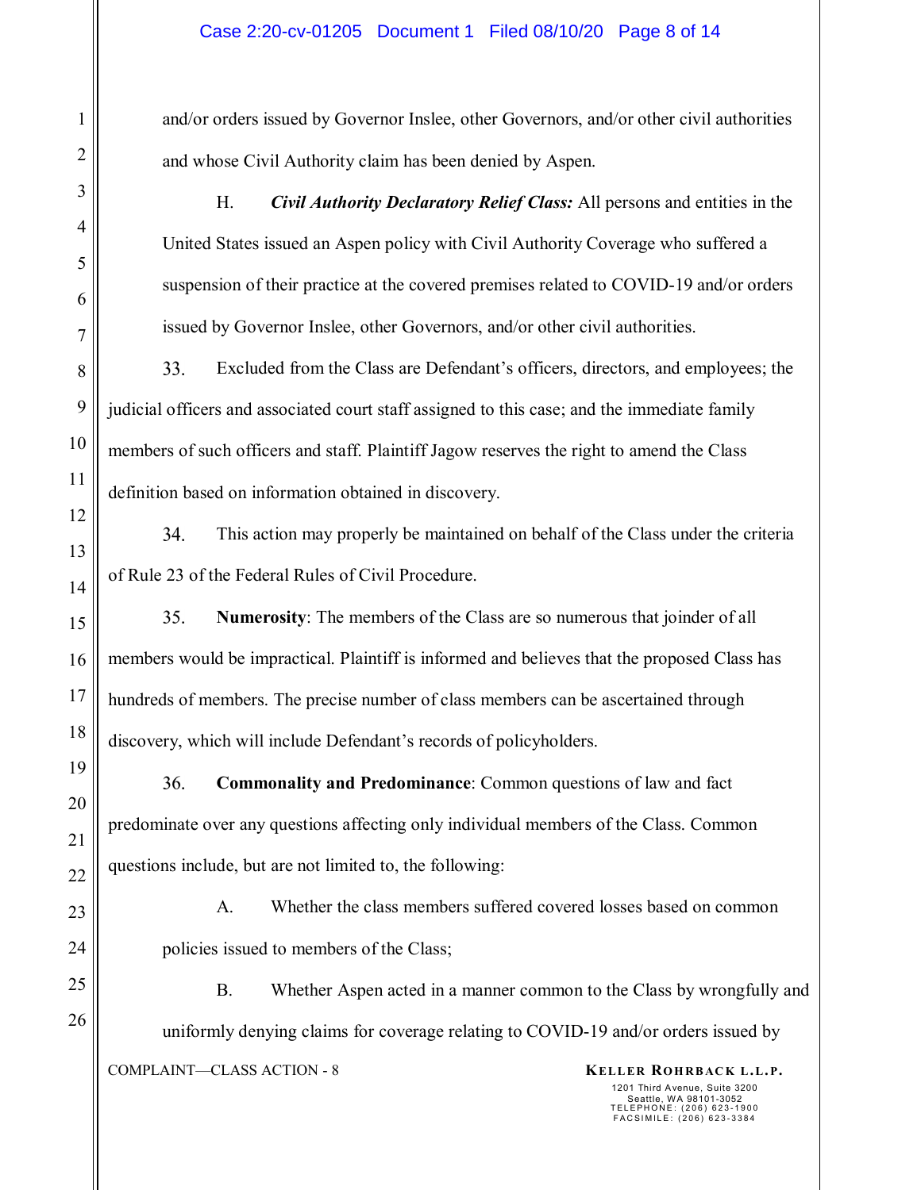and/or orders issued by Governor Inslee, other Governors, and/or other civil authorities and whose Civil Authority claim has been denied by Aspen.

H. ***Civil Authority Declaratory Relief Class:*** All persons and entities in the United States issued an Aspen policy with Civil Authority Coverage who suffered a suspension of their practice at the covered premises related to COVID-19 and/or orders issued by Governor Inslee, other Governors, and/or other civil authorities.

33. Excluded from the Class are Defendant's officers, directors, and employees; the judicial officers and associated court staff assigned to this case; and the immediate family members of such officers and staff. Plaintiff Jagow reserves the right to amend the Class definition based on information obtained in discovery.

34. This action may properly be maintained on behalf of the Class under the criteria of Rule 23 of the Federal Rules of Civil Procedure.

35. **Numerosity**: The members of the Class are so numerous that joinder of all members would be impractical. Plaintiff is informed and believes that the proposed Class has hundreds of members. The precise number of class members can be ascertained through discovery, which will include Defendant's records of policyholders.

36. **Commonality and Predominance**: Common questions of law and fact predominate over any questions affecting only individual members of the Class. Common questions include, but are not limited to, the following:

A. Whether the class members suffered covered losses based on common policies issued to members of the Class;

B. Whether Aspen acted in a manner common to the Class by wrongfully and uniformly denying claims for coverage relating to COVID-19 and/or orders issued by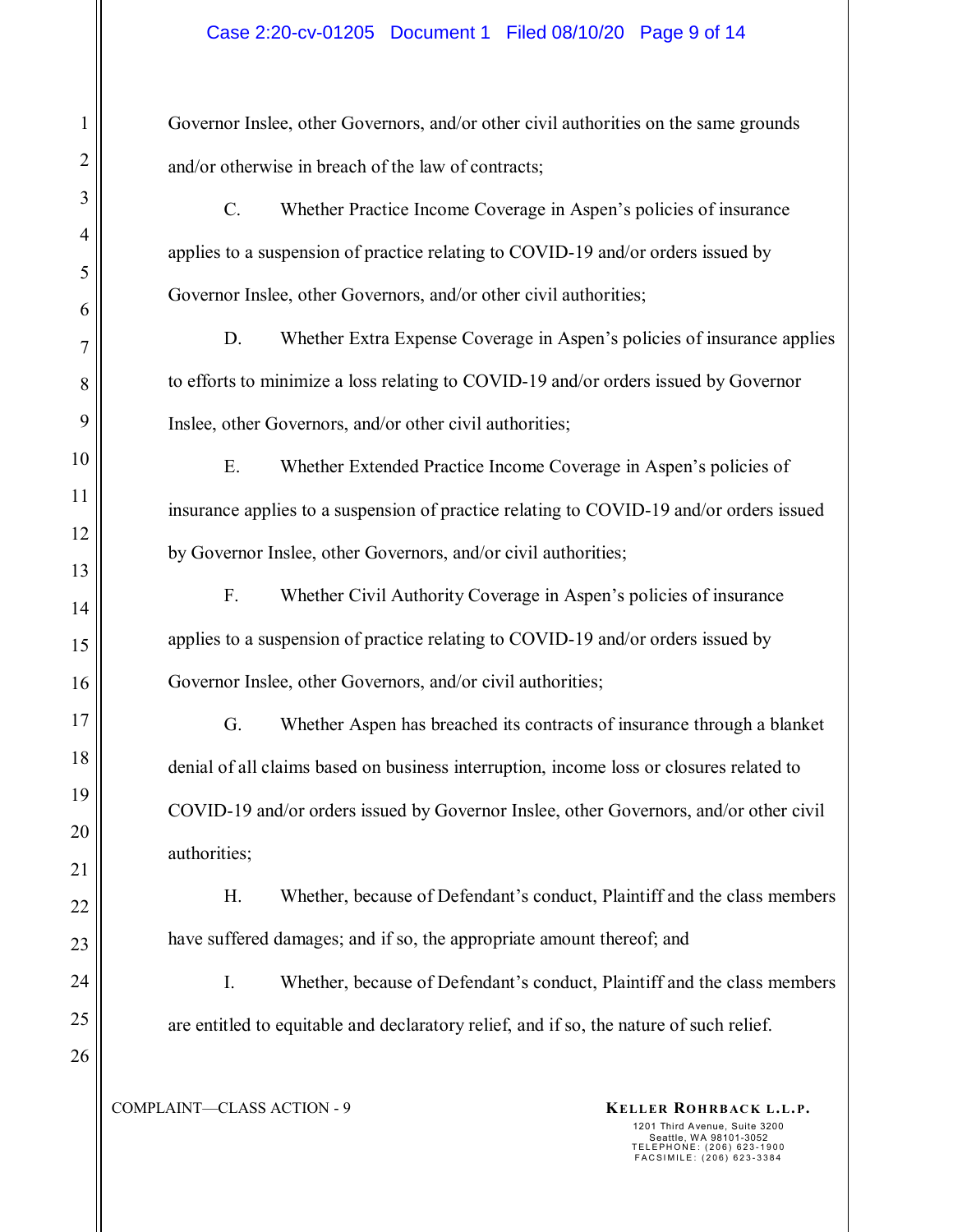Governor Inslee, other Governors, and/or other civil authorities on the same grounds and/or otherwise in breach of the law of contracts;

C. Whether Practice Income Coverage in Aspen's policies of insurance applies to a suspension of practice relating to COVID-19 and/or orders issued by Governor Inslee, other Governors, and/or other civil authorities;

D. Whether Extra Expense Coverage in Aspen's policies of insurance applies to efforts to minimize a loss relating to COVID-19 and/or orders issued by Governor Inslee, other Governors, and/or other civil authorities;

E. Whether Extended Practice Income Coverage in Aspen's policies of insurance applies to a suspension of practice relating to COVID-19 and/or orders issued by Governor Inslee, other Governors, and/or civil authorities;

F. Whether Civil Authority Coverage in Aspen's policies of insurance applies to a suspension of practice relating to COVID-19 and/or orders issued by Governor Inslee, other Governors, and/or civil authorities;

G. Whether Aspen has breached its contracts of insurance through a blanket denial of all claims based on business interruption, income loss or closures related to COVID-19 and/or orders issued by Governor Inslee, other Governors, and/or other civil authorities;

H. Whether, because of Defendant's conduct, Plaintiff and the class members have suffered damages; and if so, the appropriate amount thereof; and

I. Whether, because of Defendant's conduct, Plaintiff and the class members are entitled to equitable and declaratory relief, and if so, the nature of such relief.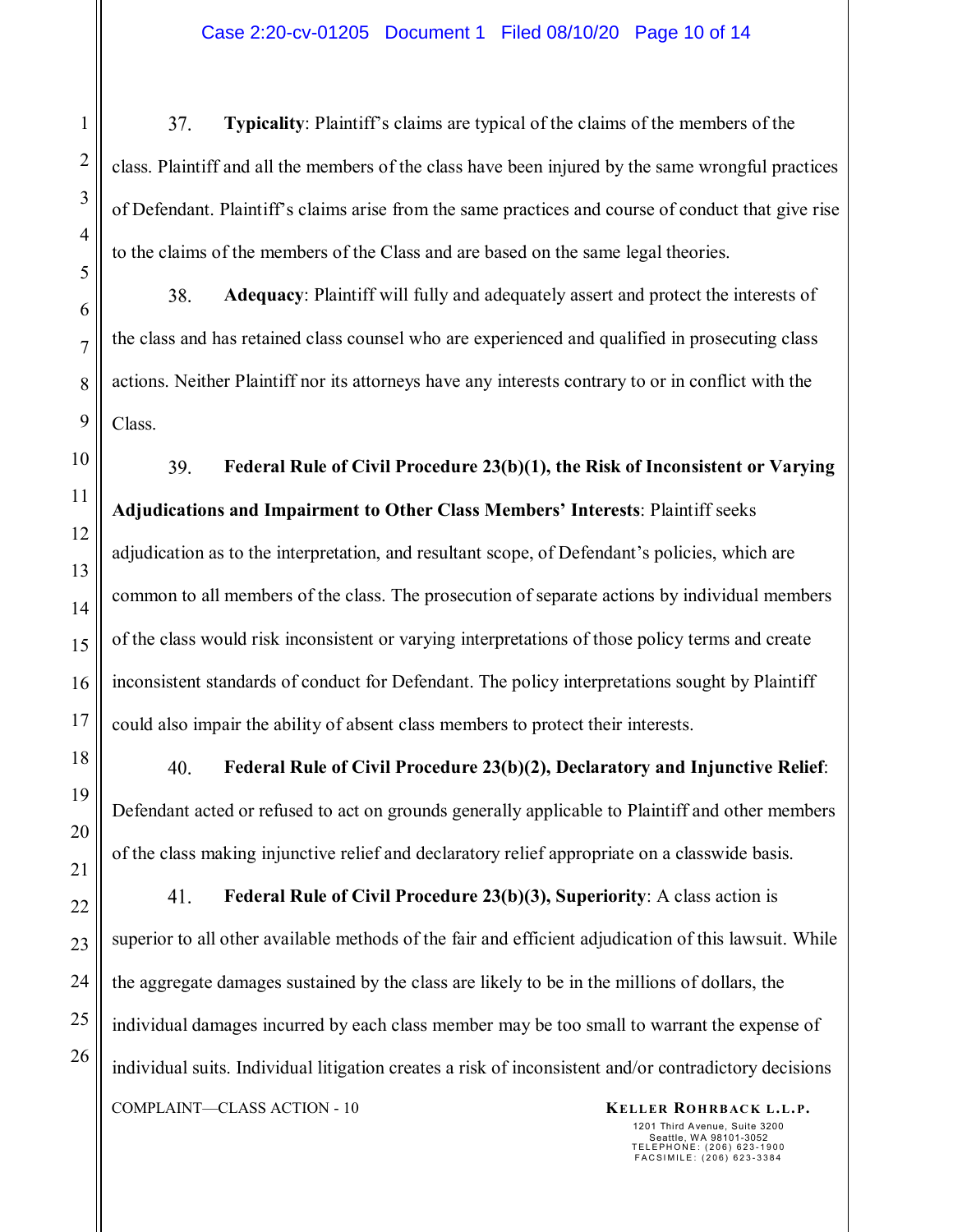37. **Typicality**: Plaintiff's claims are typical of the claims of the members of the class. Plaintiff and all the members of the class have been injured by the same wrongful practices of Defendant. Plaintiff's claims arise from the same practices and course of conduct that give rise to the claims of the members of the Class and are based on the same legal theories.

38. **Adequacy**: Plaintiff will fully and adequately assert and protect the interests of the class and has retained class counsel who are experienced and qualified in prosecuting class actions. Neither Plaintiff nor its attorneys have any interests contrary to or in conflict with the Class.

39. **Federal Rule of Civil Procedure 23(b)(1), the Risk of Inconsistent or Varying Adjudications and Impairment to Other Class Members' Interests**: Plaintiff seeks adjudication as to the interpretation, and resultant scope, of Defendant's policies, which are common to all members of the class. The prosecution of separate actions by individual members of the class would risk inconsistent or varying interpretations of those policy terms and create inconsistent standards of conduct for Defendant. The policy interpretations sought by Plaintiff could also impair the ability of absent class members to protect their interests.

40. **Federal Rule of Civil Procedure 23(b)(2), Declaratory and Injunctive Relief**: Defendant acted or refused to act on grounds generally applicable to Plaintiff and other members of the class making injunctive relief and declaratory relief appropriate on a classwide basis.

41. **Federal Rule of Civil Procedure 23(b)(3), Superiority**: A class action is superior to all other available methods of the fair and efficient adjudication of this lawsuit. While the aggregate damages sustained by the class are likely to be in the millions of dollars, the individual damages incurred by each class member may be too small to warrant the expense of individual suits. Individual litigation creates a risk of inconsistent and/or contradictory decisions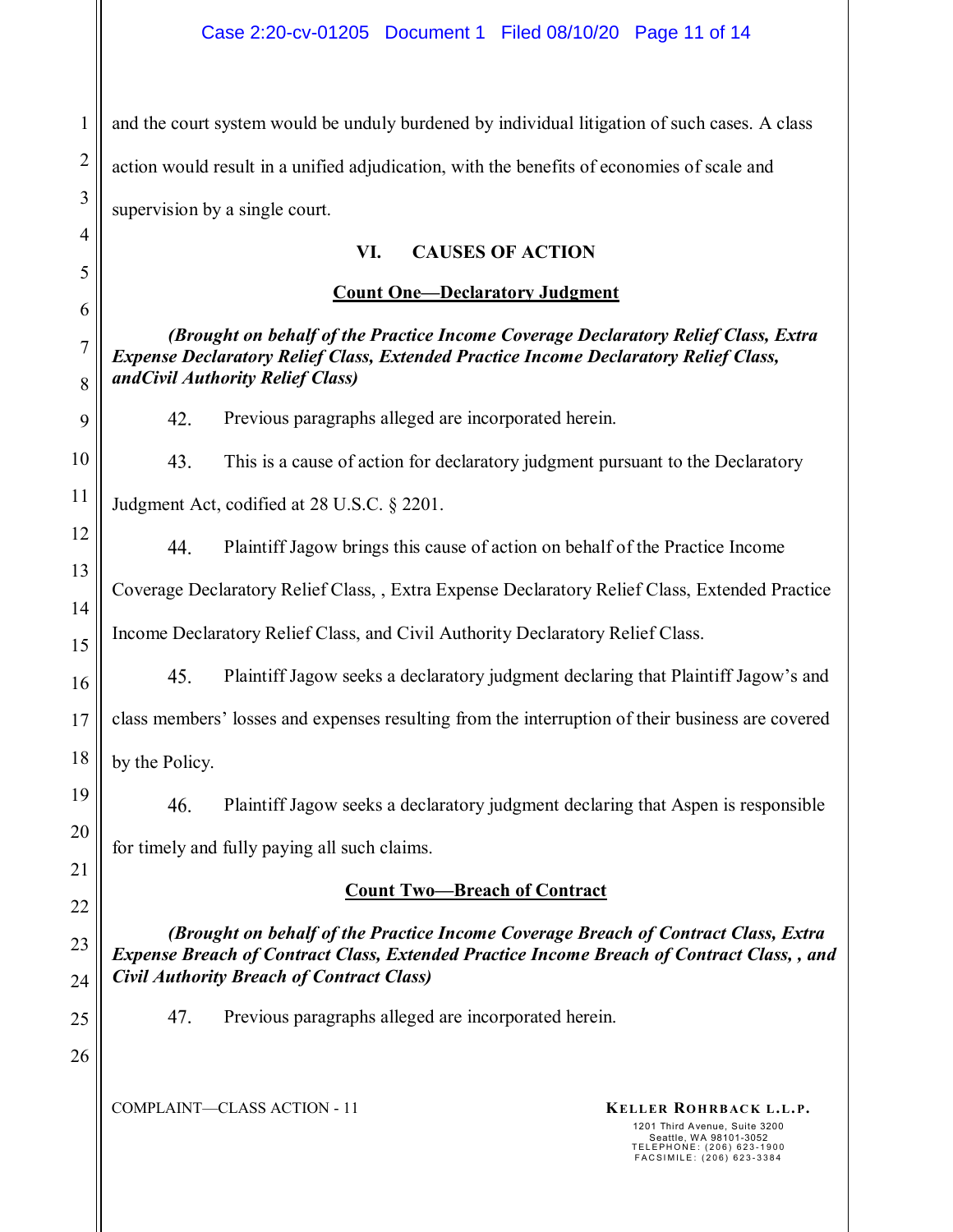and the court system would be unduly burdened by individual litigation of such cases. A class action would result in a unified adjudication, with the benefits of economies of scale and supervision by a single court.

## VI. CAUSES OF ACTION

### Count One—Declaratory Judgment

***(Brought on behalf of the Practice Income Coverage Declaratory Relief Class, Extra Expense Declaratory Relief Class, Extended Practice Income Declaratory Relief Class, andCivil Authority Relief Class)***

42. Previous paragraphs alleged are incorporated herein.

43. This is a cause of action for declaratory judgment pursuant to the Declaratory Judgment Act, codified at 28 U.S.C. § 2201.

44. Plaintiff Jagow brings this cause of action on behalf of the Practice Income Coverage Declaratory Relief Class, , Extra Expense Declaratory Relief Class, Extended Practice Income Declaratory Relief Class, and Civil Authority Declaratory Relief Class.

45. Plaintiff Jagow seeks a declaratory judgment declaring that Plaintiff Jagow's and class members' losses and expenses resulting from the interruption of their business are covered by the Policy.

46. Plaintiff Jagow seeks a declaratory judgment declaring that Aspen is responsible for timely and fully paying all such claims.

### Count Two—Breach of Contract

***(Brought on behalf of the Practice Income Coverage Breach of Contract Class, Extra Expense Breach of Contract Class, Extended Practice Income Breach of Contract Class, , and Civil Authority Breach of Contract Class)***

47. Previous paragraphs alleged are incorporated herein.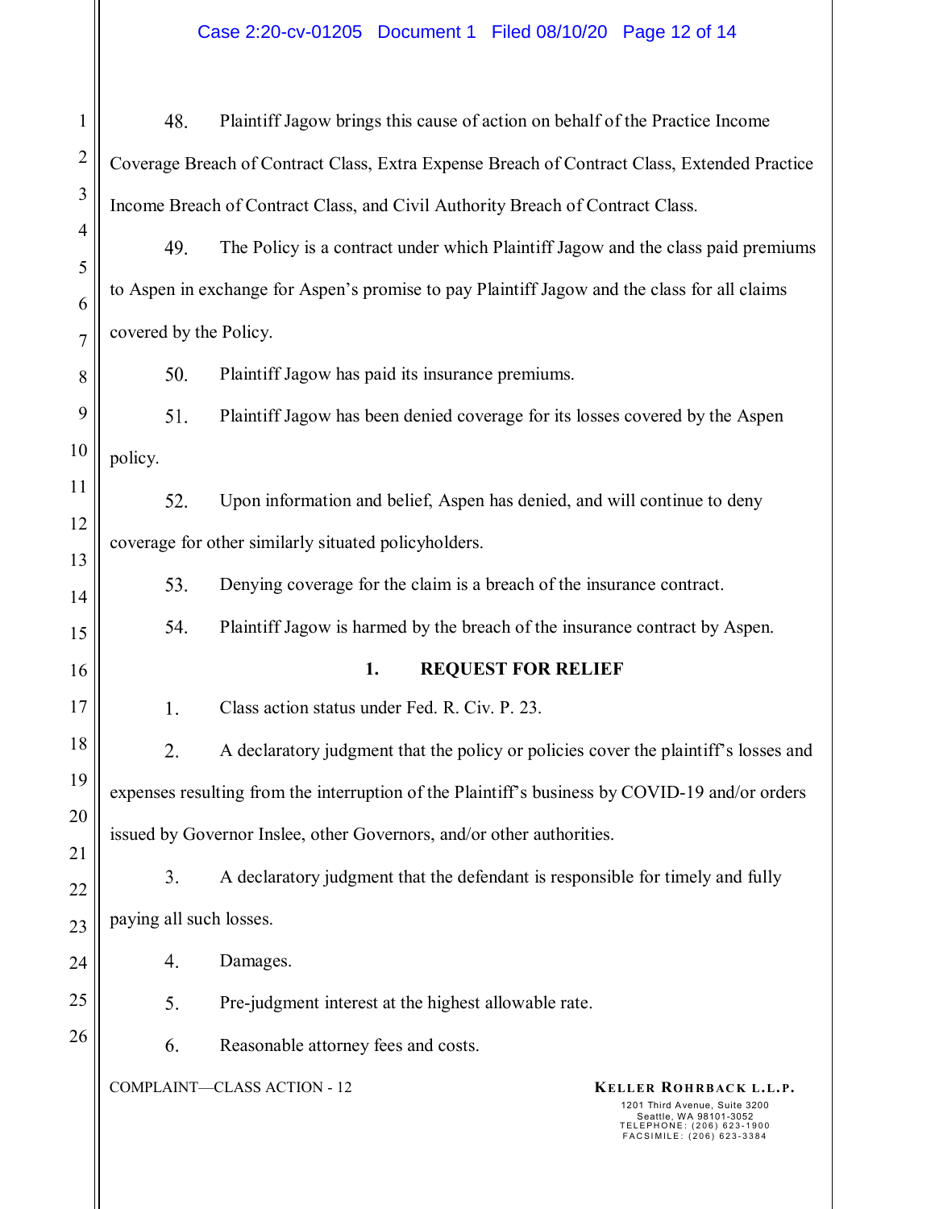48. Plaintiff Jagow brings this cause of action on behalf of the Practice Income Coverage Breach of Contract Class, Extra Expense Breach of Contract Class, Extended Practice Income Breach of Contract Class, and Civil Authority Breach of Contract Class.

49. The Policy is a contract under which Plaintiff Jagow and the class paid premiums to Aspen in exchange for Aspen's promise to pay Plaintiff Jagow and the class for all claims covered by the Policy.

50. Plaintiff Jagow has paid its insurance premiums.

51. Plaintiff Jagow has been denied coverage for its losses covered by the Aspen policy.

52. Upon information and belief, Aspen has denied, and will continue to deny coverage for other similarly situated policyholders.

53. Denying coverage for the claim is a breach of the insurance contract.

54. Plaintiff Jagow is harmed by the breach of the insurance contract by Aspen.

## 1. REQUEST FOR RELIEF

1. Class action status under Fed. R. Civ. P. 23.

2. A declaratory judgment that the policy or policies cover the plaintiff's losses and expenses resulting from the interruption of the Plaintiff's business by COVID-19 and/or orders issued by Governor Inslee, other Governors, and/or other authorities.

3. A declaratory judgment that the defendant is responsible for timely and fully paying all such losses.

4. Damages.

5. Pre-judgment interest at the highest allowable rate.

6. Reasonable attorney fees and costs.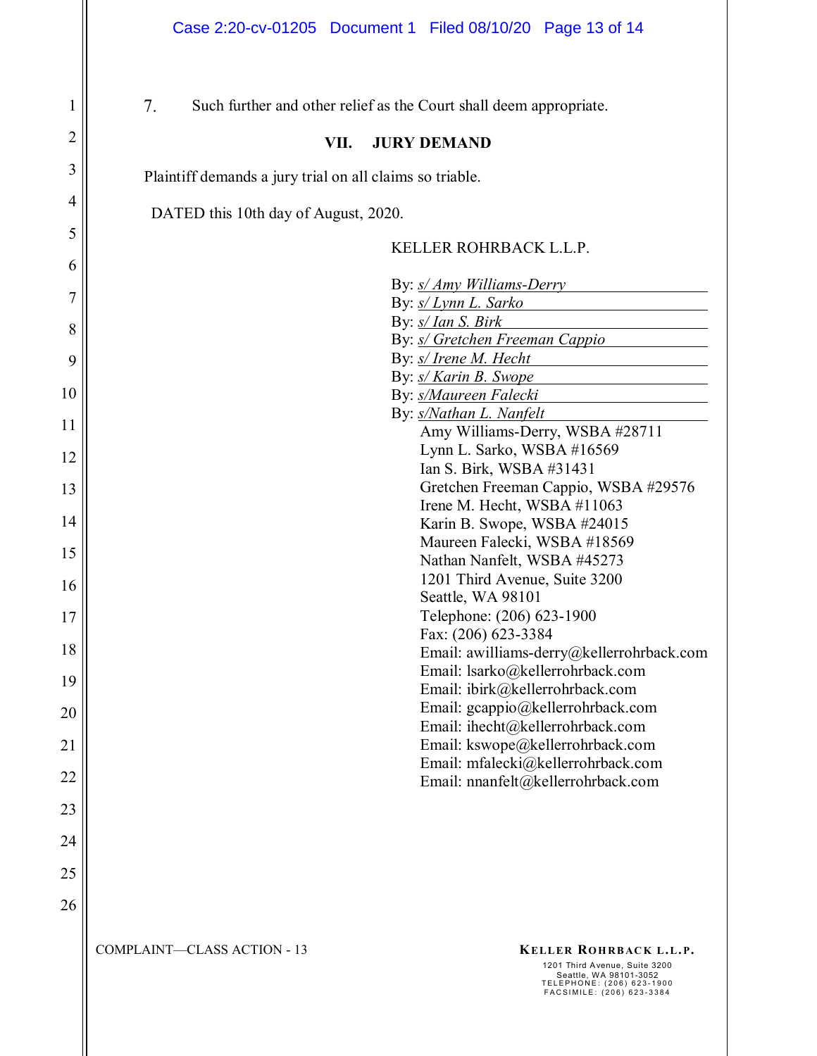7. Such further and other relief as the Court shall deem appropriate.

## VII. JURY DEMAND

Plaintiff demands a jury trial on all claims so triable.

DATED this 10th day of August, 2020.

KELLER ROHRBACK L.L.P.

By: *s/ Amy Williams-Derry*
By: *s/ Lynn L. Sarko*
By: *s/ Ian S. Birk*
By: *s/ Gretchen Freeman Cappio*
By: *s/ Irene M. Hecht*
By: *s/ Karin B. Swope*
By: *s/Maureen Falecki*
By: *s/Nathan L. Nanfelt*

Amy Williams-Derry, WSBA #28711
Lynn L. Sarko, WSBA #16569
Ian S. Birk, WSBA #31431
Gretchen Freeman Cappio, WSBA #29576
Irene M. Hecht, WSBA #11063
Karin B. Swope, WSBA #24015
Maureen Falecki, WSBA #18569
Nathan Nanfelt, WSBA #45273
1201 Third Avenue, Suite 3200
Seattle, WA 98101
Telephone: (206) 623-1900
Fax: (206) 623-3384
Email: awilliams-derry@kellerrohrback.com
Email: lsarko@kellerrohrback.com
Email: ibirk@kellerrohrback.com
Email: gcappio@kellerrohrback.com
Email: ihecht@kellerrohrback.com
Email: kswope@kellerrohrback.com
Email: mfalecki@kellerrohrback.com
Email: nnanfelt@kellerrohrback.com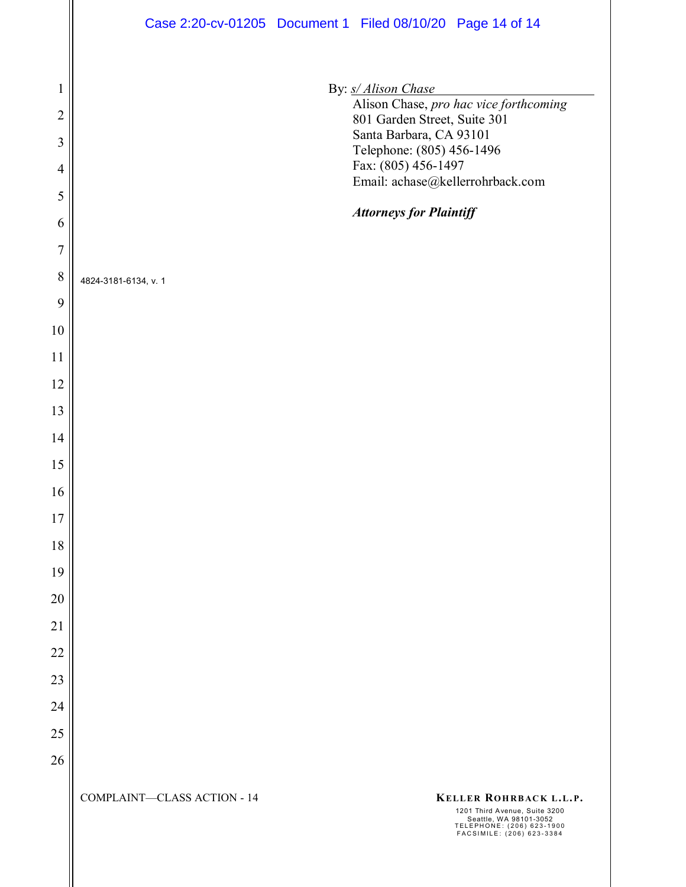By: *s/ Alison Chase*
Alison Chase, *pro hac vice forthcoming*
801 Garden Street, Suite 301
Santa Barbara, CA 93101
Telephone: (805) 456-1496
Fax: (805) 456-1497
Email: achase@kellerrohrback.com

***Attorneys for Plaintiff***

4824-3181-6134, v. 1